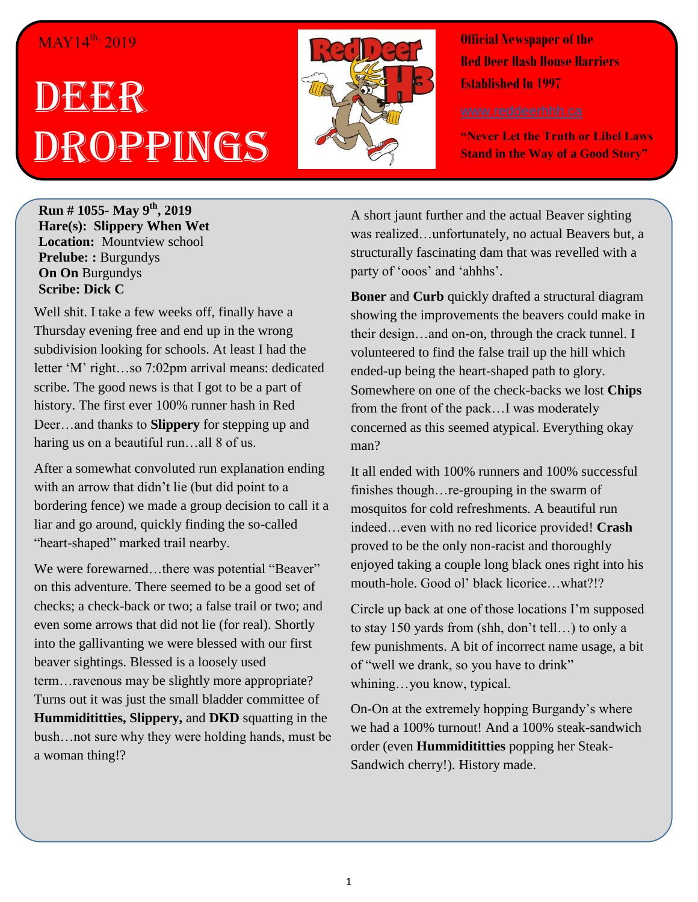MAY14th, 2019

# Deer Droppings

**Official Newspaper of the Red Deer Hash House Harriers Established In 1997**

www.reddeerhhh.ca

**"Never Let the Truth or Libel Laws Stand in the Way of a Good Story"**

**Run # 1055- May 9th, 2019**
**Hare(s): Slippery When Wet**
**Location:** Mountview school
**Prelube: :** Burgundys
**On On** Burgundys
**Scribe: Dick C**

Well shit. I take a few weeks off, finally have a Thursday evening free and end up in the wrong subdivision looking for schools. At least I had the letter 'M' right…so 7:02pm arrival means: dedicated scribe. The good news is that I got to be a part of history. The first ever 100% runner hash in Red Deer…and thanks to **Slippery** for stepping up and haring us on a beautiful run…all 8 of us.

After a somewhat convoluted run explanation ending with an arrow that didn't lie (but did point to a bordering fence) we made a group decision to call it a liar and go around, quickly finding the so-called "heart-shaped" marked trail nearby.

We were forewarned…there was potential "Beaver" on this adventure. There seemed to be a good set of checks; a check-back or two; a false trail or two; and even some arrows that did not lie (for real). Shortly into the gallivanting we were blessed with our first beaver sightings. Blessed is a loosely used term…ravenous may be slightly more appropriate? Turns out it was just the small bladder committee of **Hummidititties, Slippery,** and **DKD** squatting in the bush…not sure why they were holding hands, must be a woman thing!?

A short jaunt further and the actual Beaver sighting was realized…unfortunately, no actual Beavers but, a structurally fascinating dam that was revelled with a party of 'ooos' and 'ahhhs'.

**Boner** and **Curb** quickly drafted a structural diagram showing the improvements the beavers could make in their design…and on-on, through the crack tunnel. I volunteered to find the false trail up the hill which ended-up being the heart-shaped path to glory. Somewhere on one of the check-backs we lost **Chips** from the front of the pack…I was moderately concerned as this seemed atypical. Everything okay man?

It all ended with 100% runners and 100% successful finishes though…re-grouping in the swarm of mosquitos for cold refreshments. A beautiful run indeed…even with no red licorice provided! **Crash** proved to be the only non-racist and thoroughly enjoyed taking a couple long black ones right into his mouth-hole. Good ol' black licorice…what?!?

Circle up back at one of those locations I'm supposed to stay 150 yards from (shh, don't tell…) to only a few punishments. A bit of incorrect name usage, a bit of "well we drank, so you have to drink" whining…you know, typical.

On-On at the extremely hopping Burgandy's where we had a 100% turnout! And a 100% steak-sandwich order (even **Hummidititties** popping her Steak-Sandwich cherry!). History made.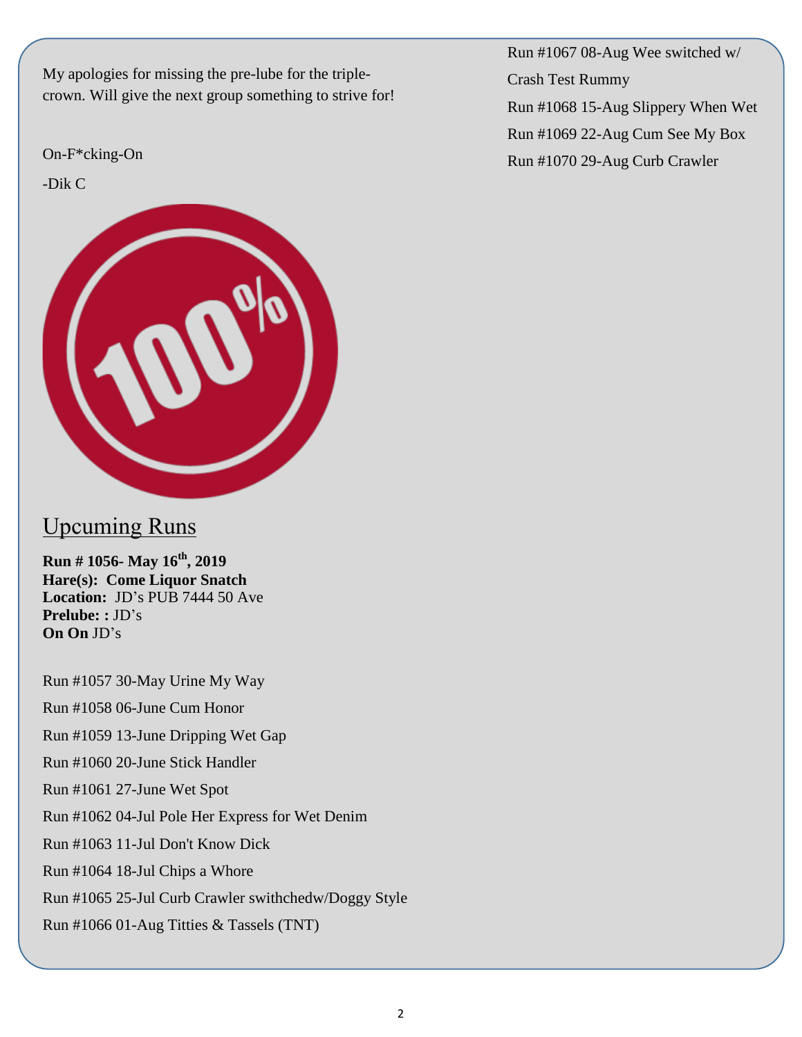My apologies for missing the pre-lube for the triple-crown. Will give the next group something to strive for!

On-F*cking-On

-Dik C

## Upcuming Runs

**Run # 1056- May 16th, 2019**
**Hare(s): Come Liquor Snatch**
**Location:** JD's PUB 7444 50 Ave
**Prelube: :** JD's
**On On** JD's

Run #1057 30-May Urine My Way

Run #1058 06-June Cum Honor

Run #1059 13-June Dripping Wet Gap

Run #1060 20-June Stick Handler

Run #1061 27-June Wet Spot

Run #1062 04-Jul Pole Her Express for Wet Denim

Run #1063 11-Jul Don't Know Dick

Run #1064 18-Jul Chips a Whore

Run #1065 25-Jul Curb Crawler swithchedw/Doggy Style

Run #1066 01-Aug Titties & Tassels (TNT)

Run #1067 08-Aug Wee switched w/ Crash Test Rummy

Run #1068 15-Aug Slippery When Wet

Run #1069 22-Aug Cum See My Box

Run #1070 29-Aug Curb Crawler